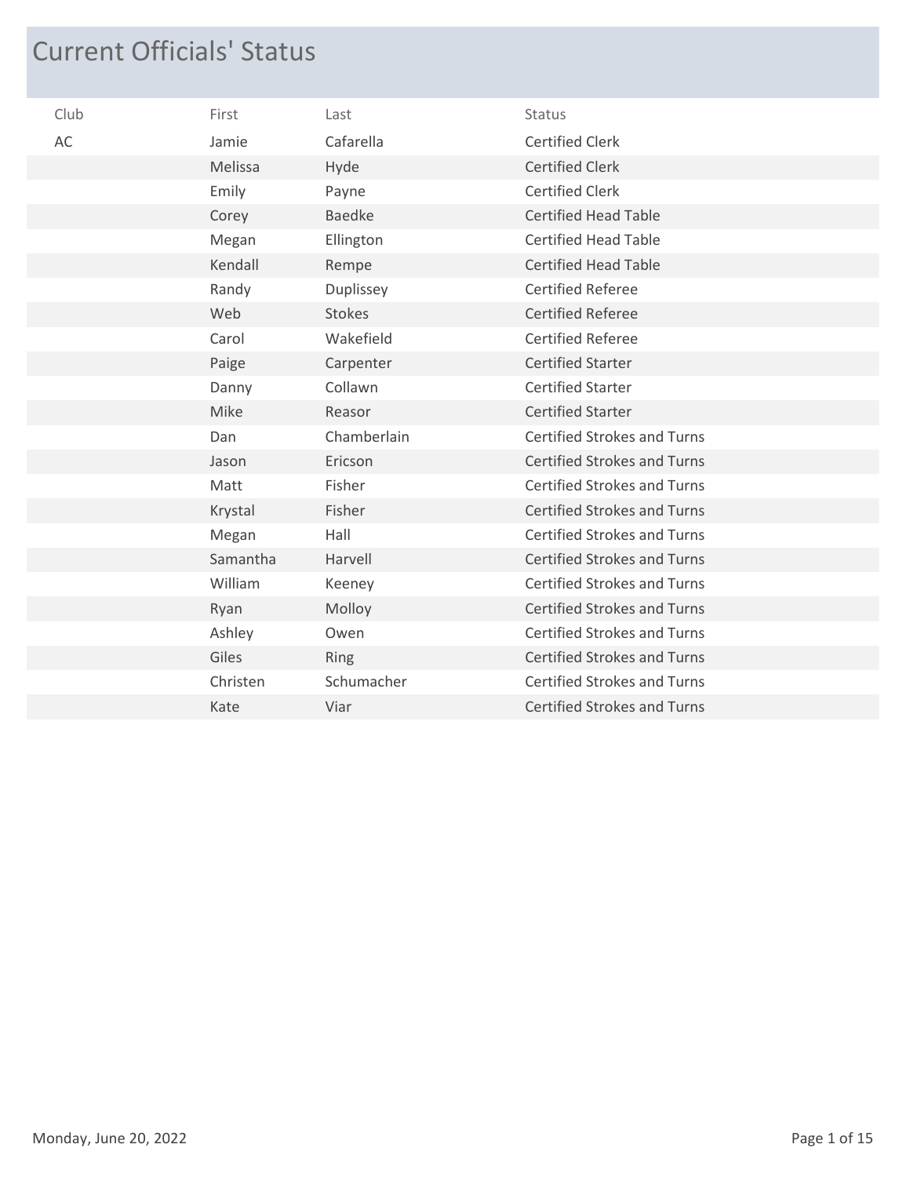# Current Officials' Status

| Club | First | Last | Status |
|---|---|---|---|
| AC | Jamie | Cafarella | Certified Clerk |
| | Melissa | Hyde | Certified Clerk |
| | Emily | Payne | Certified Clerk |
| | Corey | Baedke | Certified Head Table |
| | Megan | Ellington | Certified Head Table |
| | Kendall | Rempe | Certified Head Table |
| | Randy | Duplissey | Certified Referee |
| | Web | Stokes | Certified Referee |
| | Carol | Wakefield | Certified Referee |
| | Paige | Carpenter | Certified Starter |
| | Danny | Collawn | Certified Starter |
| | Mike | Reasor | Certified Starter |
| | Dan | Chamberlain | Certified Strokes and Turns |
| | Jason | Ericson | Certified Strokes and Turns |
| | Matt | Fisher | Certified Strokes and Turns |
| | Krystal | Fisher | Certified Strokes and Turns |
| | Megan | Hall | Certified Strokes and Turns |
| | Samantha | Harvell | Certified Strokes and Turns |
| | William | Keeney | Certified Strokes and Turns |
| | Ryan | Molloy | Certified Strokes and Turns |
| | Ashley | Owen | Certified Strokes and Turns |
| | Giles | Ring | Certified Strokes and Turns |
| | Christen | Schumacher | Certified Strokes and Turns |
| | Kate | Viar | Certified Strokes and Turns |

Monday, June 20, 2022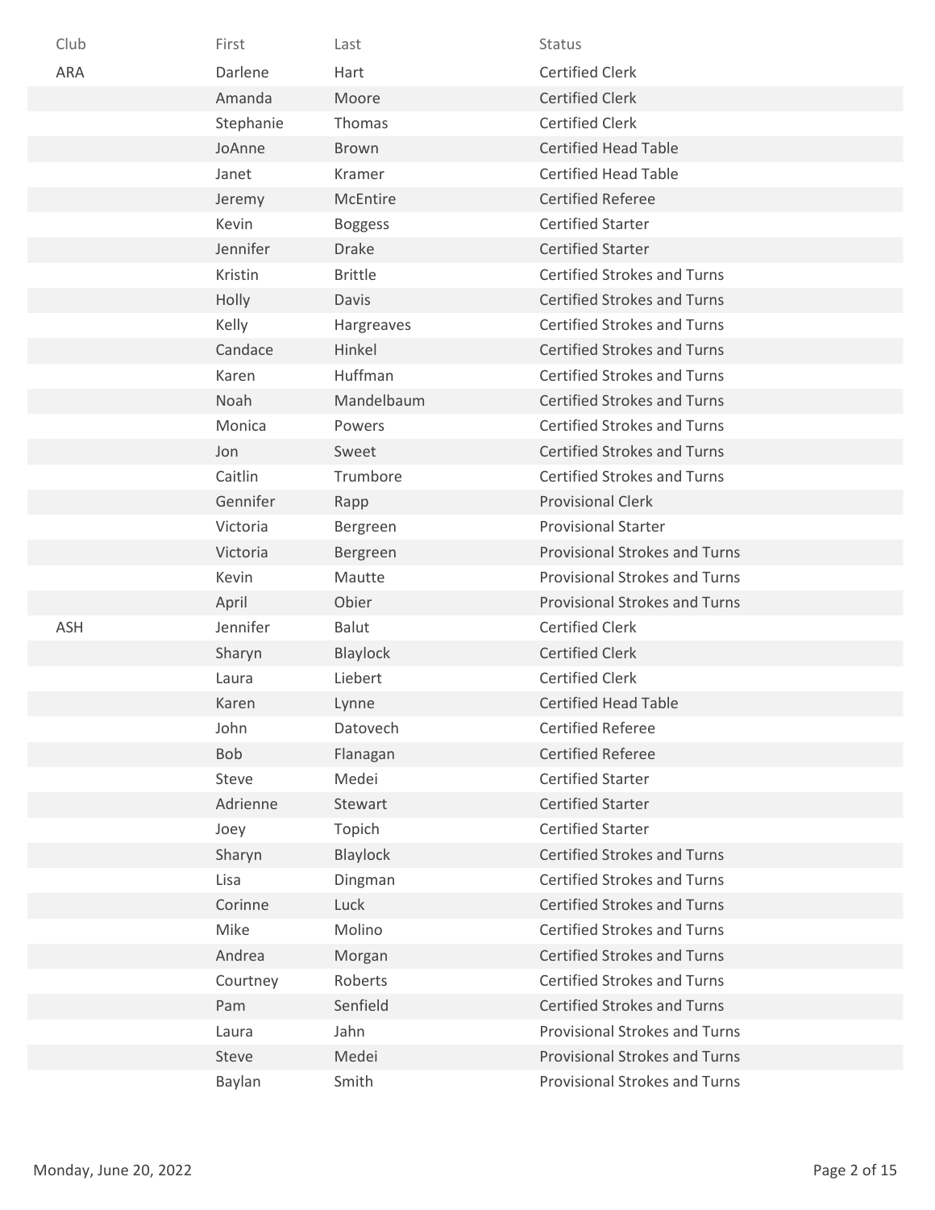| Club | First | Last | Status |
| --- | --- | --- | --- |
| ARA | Darlene | Hart | Certified Clerk |
| | Amanda | Moore | Certified Clerk |
| | Stephanie | Thomas | Certified Clerk |
| | JoAnne | Brown | Certified Head Table |
| | Janet | Kramer | Certified Head Table |
| | Jeremy | McEntire | Certified Referee |
| | Kevin | Boggess | Certified Starter |
| | Jennifer | Drake | Certified Starter |
| | Kristin | Brittle | Certified Strokes and Turns |
| | Holly | Davis | Certified Strokes and Turns |
| | Kelly | Hargreaves | Certified Strokes and Turns |
| | Candace | Hinkel | Certified Strokes and Turns |
| | Karen | Huffman | Certified Strokes and Turns |
| | Noah | Mandelbaum | Certified Strokes and Turns |
| | Monica | Powers | Certified Strokes and Turns |
| | Jon | Sweet | Certified Strokes and Turns |
| | Caitlin | Trumbore | Certified Strokes and Turns |
| | Gennifer | Rapp | Provisional Clerk |
| | Victoria | Bergreen | Provisional Starter |
| | Victoria | Bergreen | Provisional Strokes and Turns |
| | Kevin | Mautte | Provisional Strokes and Turns |
| | April | Obier | Provisional Strokes and Turns |
| ASH | Jennifer | Balut | Certified Clerk |
| | Sharyn | Blaylock | Certified Clerk |
| | Laura | Liebert | Certified Clerk |
| | Karen | Lynne | Certified Head Table |
| | John | Datovech | Certified Referee |
| | Bob | Flanagan | Certified Referee |
| | Steve | Medei | Certified Starter |
| | Adrienne | Stewart | Certified Starter |
| | Joey | Topich | Certified Starter |
| | Sharyn | Blaylock | Certified Strokes and Turns |
| | Lisa | Dingman | Certified Strokes and Turns |
| | Corinne | Luck | Certified Strokes and Turns |
| | Mike | Molino | Certified Strokes and Turns |
| | Andrea | Morgan | Certified Strokes and Turns |
| | Courtney | Roberts | Certified Strokes and Turns |
| | Pam | Senfield | Certified Strokes and Turns |
| | Laura | Jahn | Provisional Strokes and Turns |
| | Steve | Medei | Provisional Strokes and Turns |
| | Baylan | Smith | Provisional Strokes and Turns |

Monday, June 20, 2022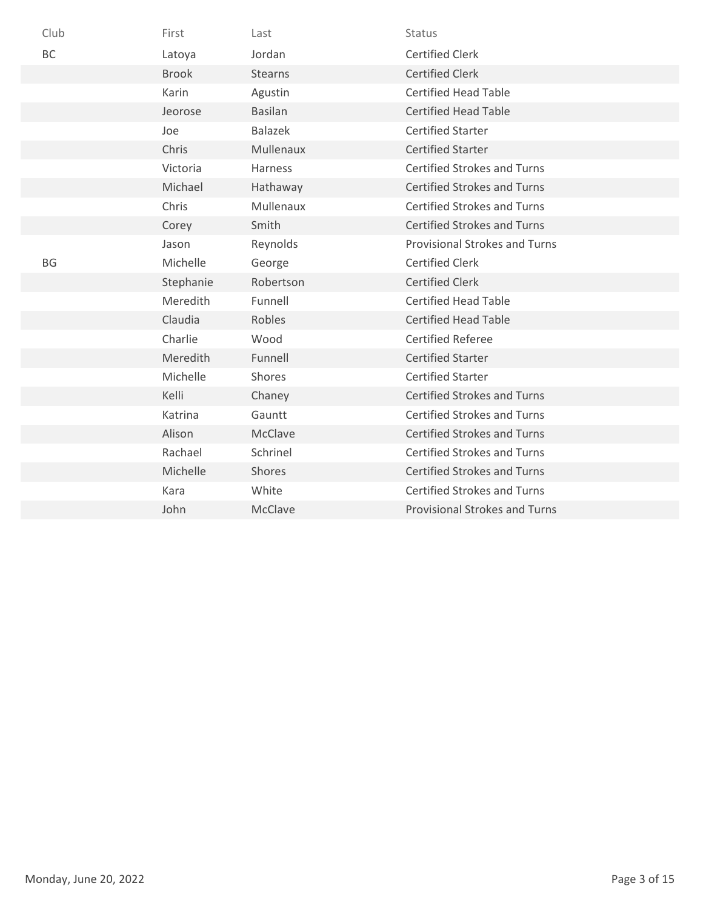| Club | First | Last | Status |
| --- | --- | --- | --- |
| BC | Latoya | Jordan | Certified Clerk |
| | Brook | Stearns | Certified Clerk |
| | Karin | Agustin | Certified Head Table |
| | Jeorose | Basilan | Certified Head Table |
| | Joe | Balazek | Certified Starter |
| | Chris | Mullenaux | Certified Starter |
| | Victoria | Harness | Certified Strokes and Turns |
| | Michael | Hathaway | Certified Strokes and Turns |
| | Chris | Mullenaux | Certified Strokes and Turns |
| | Corey | Smith | Certified Strokes and Turns |
| | Jason | Reynolds | Provisional Strokes and Turns |
| BG | Michelle | George | Certified Clerk |
| | Stephanie | Robertson | Certified Clerk |
| | Meredith | Funnell | Certified Head Table |
| | Claudia | Robles | Certified Head Table |
| | Charlie | Wood | Certified Referee |
| | Meredith | Funnell | Certified Starter |
| | Michelle | Shores | Certified Starter |
| | Kelli | Chaney | Certified Strokes and Turns |
| | Katrina | Gauntt | Certified Strokes and Turns |
| | Alison | McClave | Certified Strokes and Turns |
| | Rachael | Schrinel | Certified Strokes and Turns |
| | Michelle | Shores | Certified Strokes and Turns |
| | Kara | White | Certified Strokes and Turns |
| | John | McClave | Provisional Strokes and Turns |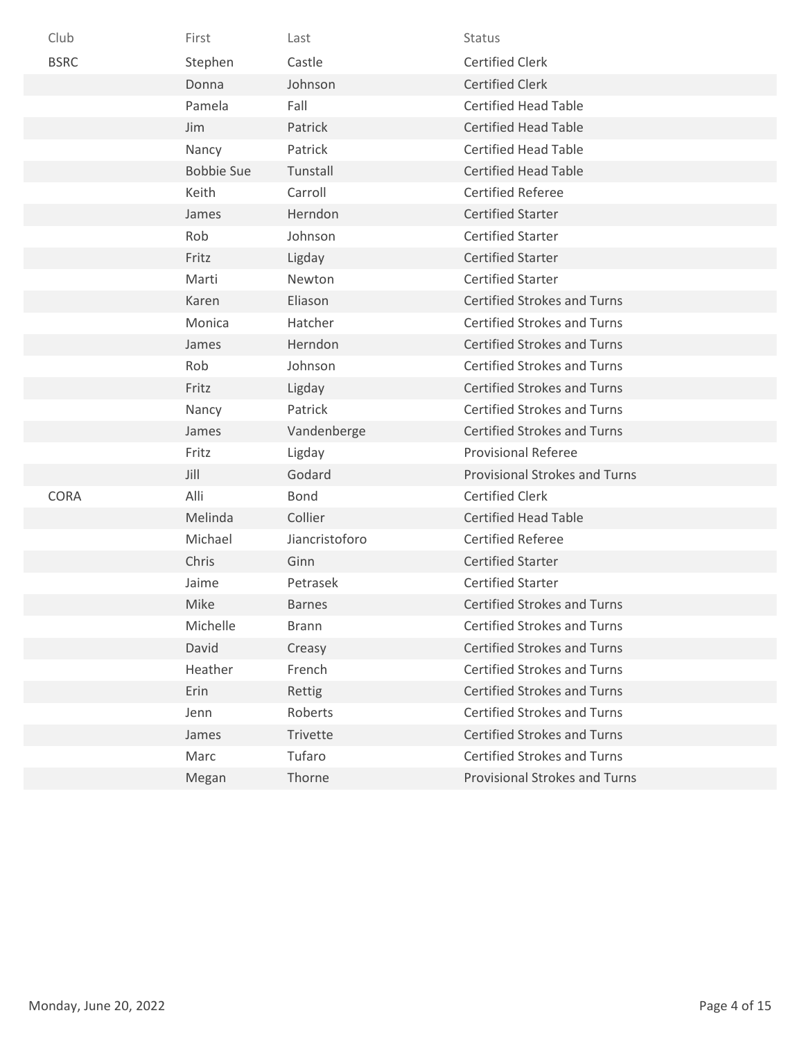| Club | First | Last | Status |
| --- | --- | --- | --- |
| BSRC | Stephen | Castle | Certified Clerk |
| | Donna | Johnson | Certified Clerk |
| | Pamela | Fall | Certified Head Table |
| | Jim | Patrick | Certified Head Table |
| | Nancy | Patrick | Certified Head Table |
| | Bobbie Sue | Tunstall | Certified Head Table |
| | Keith | Carroll | Certified Referee |
| | James | Herndon | Certified Starter |
| | Rob | Johnson | Certified Starter |
| | Fritz | Ligday | Certified Starter |
| | Marti | Newton | Certified Starter |
| | Karen | Eliason | Certified Strokes and Turns |
| | Monica | Hatcher | Certified Strokes and Turns |
| | James | Herndon | Certified Strokes and Turns |
| | Rob | Johnson | Certified Strokes and Turns |
| | Fritz | Ligday | Certified Strokes and Turns |
| | Nancy | Patrick | Certified Strokes and Turns |
| | James | Vandenberge | Certified Strokes and Turns |
| | Fritz | Ligday | Provisional Referee |
| | Jill | Godard | Provisional Strokes and Turns |
| CORA | Alli | Bond | Certified Clerk |
| | Melinda | Collier | Certified Head Table |
| | Michael | Jiancristoforo | Certified Referee |
| | Chris | Ginn | Certified Starter |
| | Jaime | Petrasek | Certified Starter |
| | Mike | Barnes | Certified Strokes and Turns |
| | Michelle | Brann | Certified Strokes and Turns |
| | David | Creasy | Certified Strokes and Turns |
| | Heather | French | Certified Strokes and Turns |
| | Erin | Rettig | Certified Strokes and Turns |
| | Jenn | Roberts | Certified Strokes and Turns |
| | James | Trivette | Certified Strokes and Turns |
| | Marc | Tufaro | Certified Strokes and Turns |
| | Megan | Thorne | Provisional Strokes and Turns |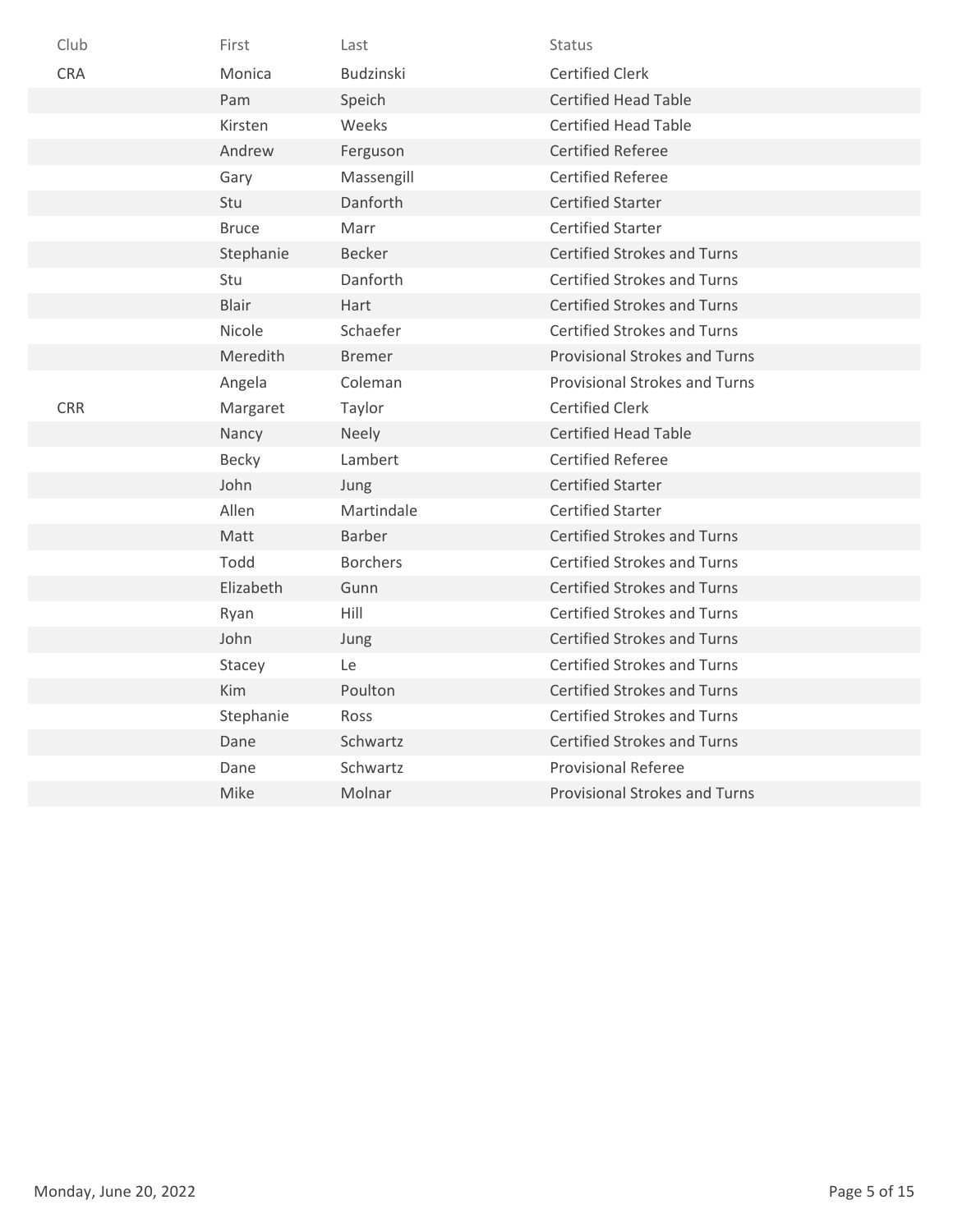| Club | First | Last | Status |
|---|---|---|---|
| CRA | Monica | Budzinski | Certified Clerk |
| | Pam | Speich | Certified Head Table |
| | Kirsten | Weeks | Certified Head Table |
| | Andrew | Ferguson | Certified Referee |
| | Gary | Massengill | Certified Referee |
| | Stu | Danforth | Certified Starter |
| | Bruce | Marr | Certified Starter |
| | Stephanie | Becker | Certified Strokes and Turns |
| | Stu | Danforth | Certified Strokes and Turns |
| | Blair | Hart | Certified Strokes and Turns |
| | Nicole | Schaefer | Certified Strokes and Turns |
| | Meredith | Bremer | Provisional Strokes and Turns |
| | Angela | Coleman | Provisional Strokes and Turns |
| CRR | Margaret | Taylor | Certified Clerk |
| | Nancy | Neely | Certified Head Table |
| | Becky | Lambert | Certified Referee |
| | John | Jung | Certified Starter |
| | Allen | Martindale | Certified Starter |
| | Matt | Barber | Certified Strokes and Turns |
| | Todd | Borchers | Certified Strokes and Turns |
| | Elizabeth | Gunn | Certified Strokes and Turns |
| | Ryan | Hill | Certified Strokes and Turns |
| | John | Jung | Certified Strokes and Turns |
| | Stacey | Le | Certified Strokes and Turns |
| | Kim | Poulton | Certified Strokes and Turns |
| | Stephanie | Ross | Certified Strokes and Turns |
| | Dane | Schwartz | Certified Strokes and Turns |
| | Dane | Schwartz | Provisional Referee |
| | Mike | Molnar | Provisional Strokes and Turns |

Monday, June 20, 2022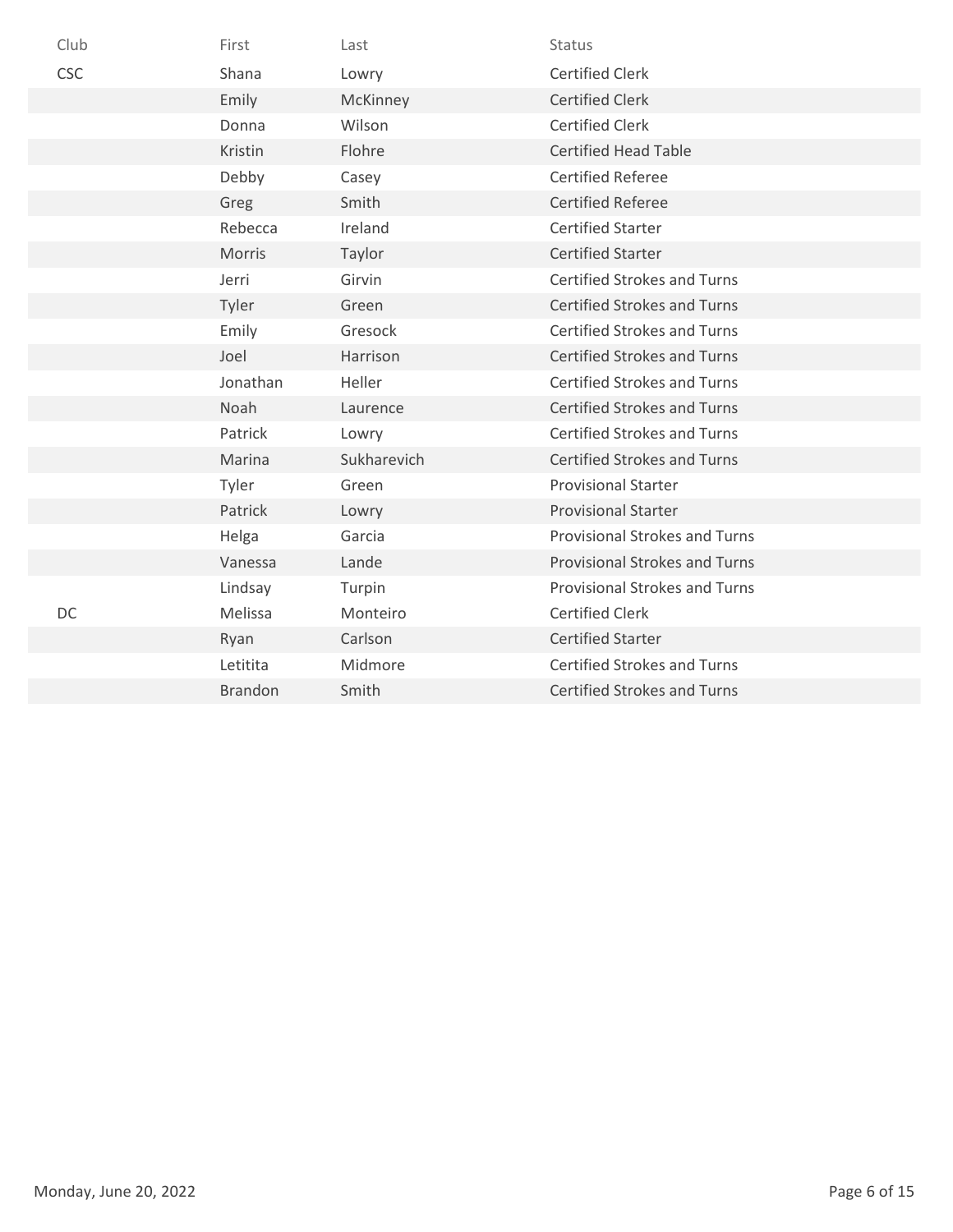| Club | First | Last | Status |
|---|---|---|---|
| CSC | Shana | Lowry | Certified Clerk |
| | Emily | McKinney | Certified Clerk |
| | Donna | Wilson | Certified Clerk |
| | Kristin | Flohre | Certified Head Table |
| | Debby | Casey | Certified Referee |
| | Greg | Smith | Certified Referee |
| | Rebecca | Ireland | Certified Starter |
| | Morris | Taylor | Certified Starter |
| | Jerri | Girvin | Certified Strokes and Turns |
| | Tyler | Green | Certified Strokes and Turns |
| | Emily | Gresock | Certified Strokes and Turns |
| | Joel | Harrison | Certified Strokes and Turns |
| | Jonathan | Heller | Certified Strokes and Turns |
| | Noah | Laurence | Certified Strokes and Turns |
| | Patrick | Lowry | Certified Strokes and Turns |
| | Marina | Sukharevich | Certified Strokes and Turns |
| | Tyler | Green | Provisional Starter |
| | Patrick | Lowry | Provisional Starter |
| | Helga | Garcia | Provisional Strokes and Turns |
| | Vanessa | Lande | Provisional Strokes and Turns |
| | Lindsay | Turpin | Provisional Strokes and Turns |
| DC | Melissa | Monteiro | Certified Clerk |
| | Ryan | Carlson | Certified Starter |
| | Letitita | Midmore | Certified Strokes and Turns |
| | Brandon | Smith | Certified Strokes and Turns |

Monday, June 20, 2022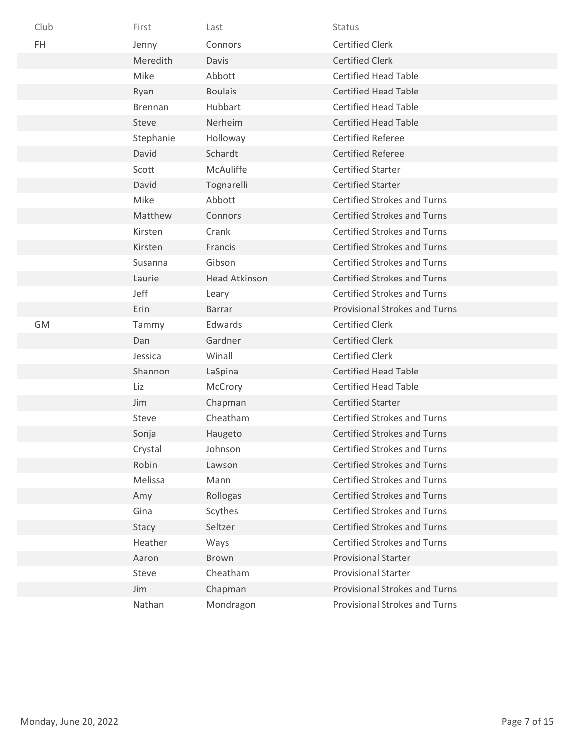| Club | First | Last | Status |
| --- | --- | --- | --- |
| FH | Jenny | Connors | Certified Clerk |
| | Meredith | Davis | Certified Clerk |
| | Mike | Abbott | Certified Head Table |
| | Ryan | Boulais | Certified Head Table |
| | Brennan | Hubbart | Certified Head Table |
| | Steve | Nerheim | Certified Head Table |
| | Stephanie | Holloway | Certified Referee |
| | David | Schardt | Certified Referee |
| | Scott | McAuliffe | Certified Starter |
| | David | Tognarelli | Certified Starter |
| | Mike | Abbott | Certified Strokes and Turns |
| | Matthew | Connors | Certified Strokes and Turns |
| | Kirsten | Crank | Certified Strokes and Turns |
| | Kirsten | Francis | Certified Strokes and Turns |
| | Susanna | Gibson | Certified Strokes and Turns |
| | Laurie | Head Atkinson | Certified Strokes and Turns |
| | Jeff | Leary | Certified Strokes and Turns |
| | Erin | Barrar | Provisional Strokes and Turns |
| GM | Tammy | Edwards | Certified Clerk |
| | Dan | Gardner | Certified Clerk |
| | Jessica | Winall | Certified Clerk |
| | Shannon | LaSpina | Certified Head Table |
| | Liz | McCrory | Certified Head Table |
| | Jim | Chapman | Certified Starter |
| | Steve | Cheatham | Certified Strokes and Turns |
| | Sonja | Haugeto | Certified Strokes and Turns |
| | Crystal | Johnson | Certified Strokes and Turns |
| | Robin | Lawson | Certified Strokes and Turns |
| | Melissa | Mann | Certified Strokes and Turns |
| | Amy | Rollogas | Certified Strokes and Turns |
| | Gina | Scythes | Certified Strokes and Turns |
| | Stacy | Seltzer | Certified Strokes and Turns |
| | Heather | Ways | Certified Strokes and Turns |
| | Aaron | Brown | Provisional Starter |
| | Steve | Cheatham | Provisional Starter |
| | Jim | Chapman | Provisional Strokes and Turns |
| | Nathan | Mondragon | Provisional Strokes and Turns |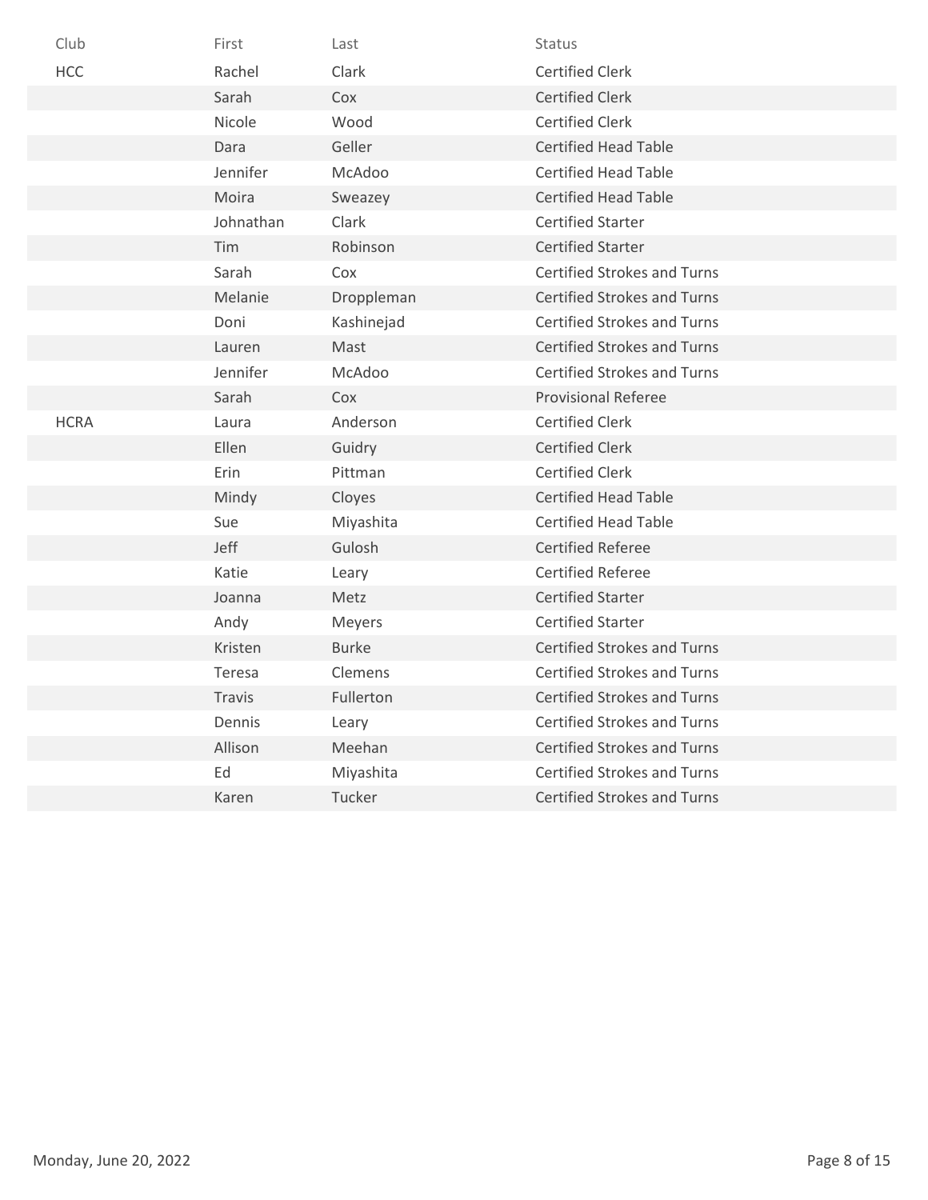| Club | First | Last | Status |
|---|---|---|---|
| HCC | Rachel | Clark | Certified Clerk |
| | Sarah | Cox | Certified Clerk |
| | Nicole | Wood | Certified Clerk |
| | Dara | Geller | Certified Head Table |
| | Jennifer | McAdoo | Certified Head Table |
| | Moira | Sweazey | Certified Head Table |
| | Johnathan | Clark | Certified Starter |
| | Tim | Robinson | Certified Starter |
| | Sarah | Cox | Certified Strokes and Turns |
| | Melanie | Droppleman | Certified Strokes and Turns |
| | Doni | Kashinejad | Certified Strokes and Turns |
| | Lauren | Mast | Certified Strokes and Turns |
| | Jennifer | McAdoo | Certified Strokes and Turns |
| | Sarah | Cox | Provisional Referee |
| HCRA | Laura | Anderson | Certified Clerk |
| | Ellen | Guidry | Certified Clerk |
| | Erin | Pittman | Certified Clerk |
| | Mindy | Cloyes | Certified Head Table |
| | Sue | Miyashita | Certified Head Table |
| | Jeff | Gulosh | Certified Referee |
| | Katie | Leary | Certified Referee |
| | Joanna | Metz | Certified Starter |
| | Andy | Meyers | Certified Starter |
| | Kristen | Burke | Certified Strokes and Turns |
| | Teresa | Clemens | Certified Strokes and Turns |
| | Travis | Fullerton | Certified Strokes and Turns |
| | Dennis | Leary | Certified Strokes and Turns |
| | Allison | Meehan | Certified Strokes and Turns |
| | Ed | Miyashita | Certified Strokes and Turns |
| | Karen | Tucker | Certified Strokes and Turns |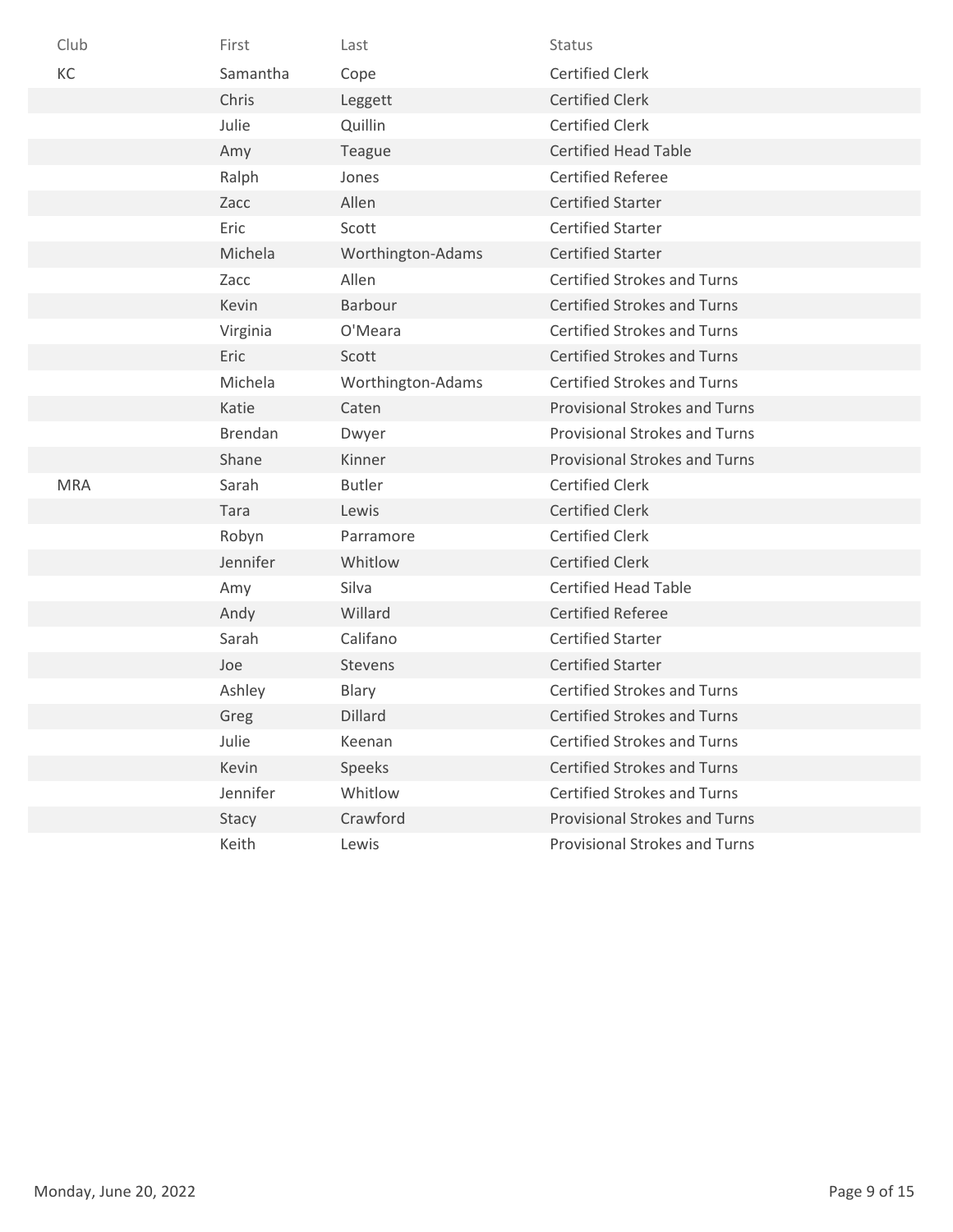| Club | First | Last | Status |
|---|---|---|---|
| KC | Samantha | Cope | Certified Clerk |
| | Chris | Leggett | Certified Clerk |
| | Julie | Quillin | Certified Clerk |
| | Amy | Teague | Certified Head Table |
| | Ralph | Jones | Certified Referee |
| | Zacc | Allen | Certified Starter |
| | Eric | Scott | Certified Starter |
| | Michela | Worthington-Adams | Certified Starter |
| | Zacc | Allen | Certified Strokes and Turns |
| | Kevin | Barbour | Certified Strokes and Turns |
| | Virginia | O'Meara | Certified Strokes and Turns |
| | Eric | Scott | Certified Strokes and Turns |
| | Michela | Worthington-Adams | Certified Strokes and Turns |
| | Katie | Caten | Provisional Strokes and Turns |
| | Brendan | Dwyer | Provisional Strokes and Turns |
| | Shane | Kinner | Provisional Strokes and Turns |
| MRA | Sarah | Butler | Certified Clerk |
| | Tara | Lewis | Certified Clerk |
| | Robyn | Parramore | Certified Clerk |
| | Jennifer | Whitlow | Certified Clerk |
| | Amy | Silva | Certified Head Table |
| | Andy | Willard | Certified Referee |
| | Sarah | Califano | Certified Starter |
| | Joe | Stevens | Certified Starter |
| | Ashley | Blary | Certified Strokes and Turns |
| | Greg | Dillard | Certified Strokes and Turns |
| | Julie | Keenan | Certified Strokes and Turns |
| | Kevin | Speeks | Certified Strokes and Turns |
| | Jennifer | Whitlow | Certified Strokes and Turns |
| | Stacy | Crawford | Provisional Strokes and Turns |
| | Keith | Lewis | Provisional Strokes and Turns |

Monday, June 20, 2022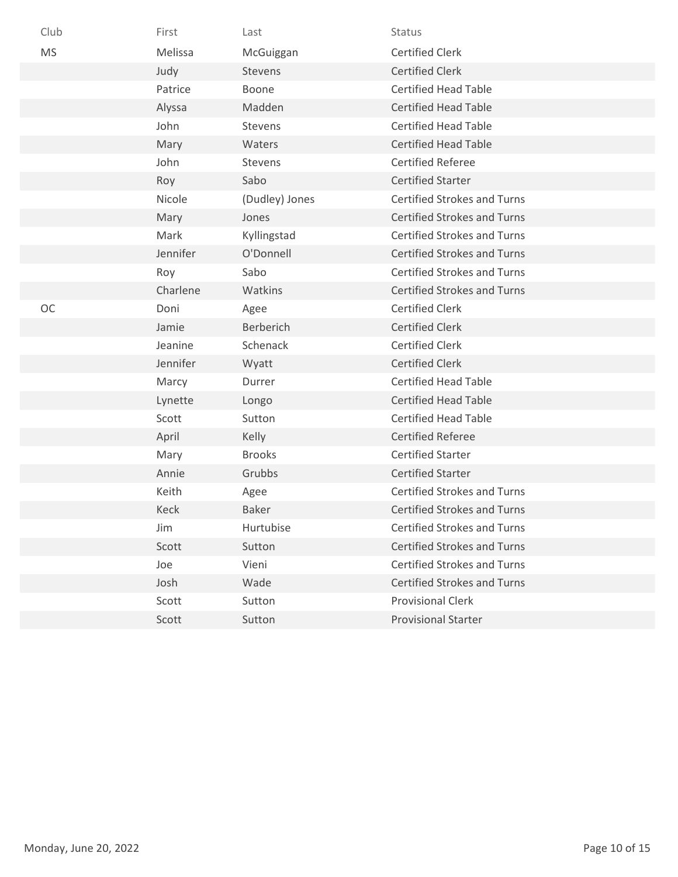| Club | First | Last | Status |
|---|---|---|---|
| MS | Melissa | McGuiggan | Certified Clerk |
| | Judy | Stevens | Certified Clerk |
| | Patrice | Boone | Certified Head Table |
| | Alyssa | Madden | Certified Head Table |
| | John | Stevens | Certified Head Table |
| | Mary | Waters | Certified Head Table |
| | John | Stevens | Certified Referee |
| | Roy | Sabo | Certified Starter |
| | Nicole | (Dudley) Jones | Certified Strokes and Turns |
| | Mary | Jones | Certified Strokes and Turns |
| | Mark | Kyllingstad | Certified Strokes and Turns |
| | Jennifer | O'Donnell | Certified Strokes and Turns |
| | Roy | Sabo | Certified Strokes and Turns |
| | Charlene | Watkins | Certified Strokes and Turns |
| OC | Doni | Agee | Certified Clerk |
| | Jamie | Berberich | Certified Clerk |
| | Jeanine | Schenack | Certified Clerk |
| | Jennifer | Wyatt | Certified Clerk |
| | Marcy | Durrer | Certified Head Table |
| | Lynette | Longo | Certified Head Table |
| | Scott | Sutton | Certified Head Table |
| | April | Kelly | Certified Referee |
| | Mary | Brooks | Certified Starter |
| | Annie | Grubbs | Certified Starter |
| | Keith | Agee | Certified Strokes and Turns |
| | Keck | Baker | Certified Strokes and Turns |
| | Jim | Hurtubise | Certified Strokes and Turns |
| | Scott | Sutton | Certified Strokes and Turns |
| | Joe | Vieni | Certified Strokes and Turns |
| | Josh | Wade | Certified Strokes and Turns |
| | Scott | Sutton | Provisional Clerk |
| | Scott | Sutton | Provisional Starter |

Monday, June 20, 2022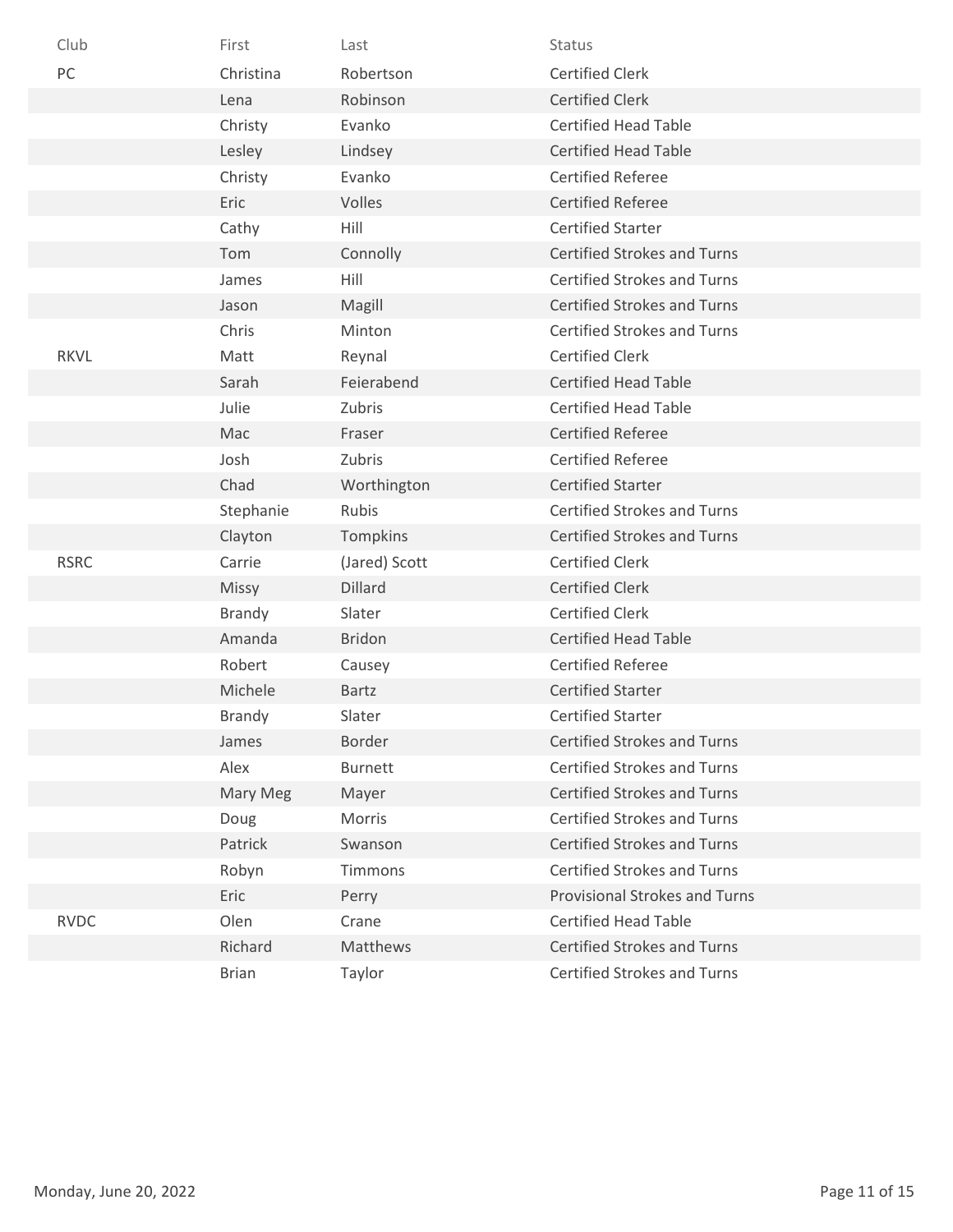| Club | First | Last | Status |
|---|---|---|---|
| PC | Christina | Robertson | Certified Clerk |
| | Lena | Robinson | Certified Clerk |
| | Christy | Evanko | Certified Head Table |
| | Lesley | Lindsey | Certified Head Table |
| | Christy | Evanko | Certified Referee |
| | Eric | Volles | Certified Referee |
| | Cathy | Hill | Certified Starter |
| | Tom | Connolly | Certified Strokes and Turns |
| | James | Hill | Certified Strokes and Turns |
| | Jason | Magill | Certified Strokes and Turns |
| | Chris | Minton | Certified Strokes and Turns |
| RKVL | Matt | Reynal | Certified Clerk |
| | Sarah | Feierabend | Certified Head Table |
| | Julie | Zubris | Certified Head Table |
| | Mac | Fraser | Certified Referee |
| | Josh | Zubris | Certified Referee |
| | Chad | Worthington | Certified Starter |
| | Stephanie | Rubis | Certified Strokes and Turns |
| | Clayton | Tompkins | Certified Strokes and Turns |
| RSRC | Carrie | (Jared) Scott | Certified Clerk |
| | Missy | Dillard | Certified Clerk |
| | Brandy | Slater | Certified Clerk |
| | Amanda | Bridon | Certified Head Table |
| | Robert | Causey | Certified Referee |
| | Michele | Bartz | Certified Starter |
| | Brandy | Slater | Certified Starter |
| | James | Border | Certified Strokes and Turns |
| | Alex | Burnett | Certified Strokes and Turns |
| | Mary Meg | Mayer | Certified Strokes and Turns |
| | Doug | Morris | Certified Strokes and Turns |
| | Patrick | Swanson | Certified Strokes and Turns |
| | Robyn | Timmons | Certified Strokes and Turns |
| | Eric | Perry | Provisional Strokes and Turns |
| RVDC | Olen | Crane | Certified Head Table |
| | Richard | Matthews | Certified Strokes and Turns |
| | Brian | Taylor | Certified Strokes and Turns |

Monday, June 20, 2022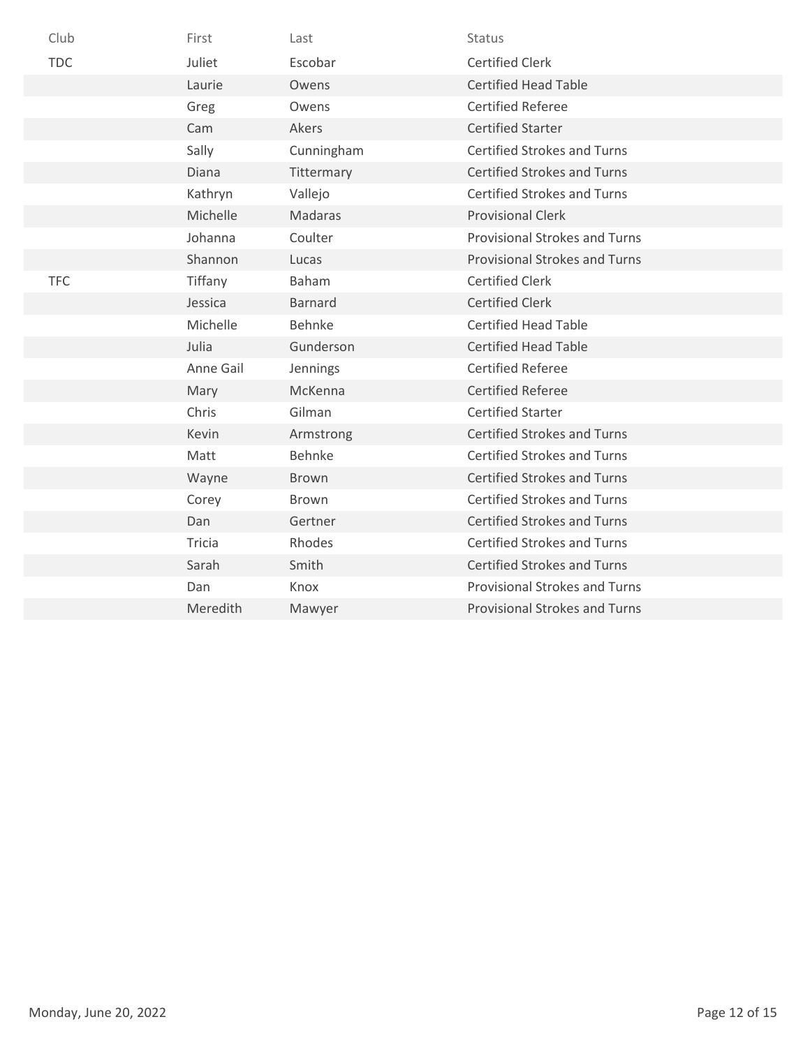| Club | First | Last | Status |
| --- | --- | --- | --- |
| TDC | Juliet | Escobar | Certified Clerk |
| | Laurie | Owens | Certified Head Table |
| | Greg | Owens | Certified Referee |
| | Cam | Akers | Certified Starter |
| | Sally | Cunningham | Certified Strokes and Turns |
| | Diana | Tittermary | Certified Strokes and Turns |
| | Kathryn | Vallejo | Certified Strokes and Turns |
| | Michelle | Madaras | Provisional Clerk |
| | Johanna | Coulter | Provisional Strokes and Turns |
| | Shannon | Lucas | Provisional Strokes and Turns |
| TFC | Tiffany | Baham | Certified Clerk |
| | Jessica | Barnard | Certified Clerk |
| | Michelle | Behnke | Certified Head Table |
| | Julia | Gunderson | Certified Head Table |
| | Anne Gail | Jennings | Certified Referee |
| | Mary | McKenna | Certified Referee |
| | Chris | Gilman | Certified Starter |
| | Kevin | Armstrong | Certified Strokes and Turns |
| | Matt | Behnke | Certified Strokes and Turns |
| | Wayne | Brown | Certified Strokes and Turns |
| | Corey | Brown | Certified Strokes and Turns |
| | Dan | Gertner | Certified Strokes and Turns |
| | Tricia | Rhodes | Certified Strokes and Turns |
| | Sarah | Smith | Certified Strokes and Turns |
| | Dan | Knox | Provisional Strokes and Turns |
| | Meredith | Mawyer | Provisional Strokes and Turns |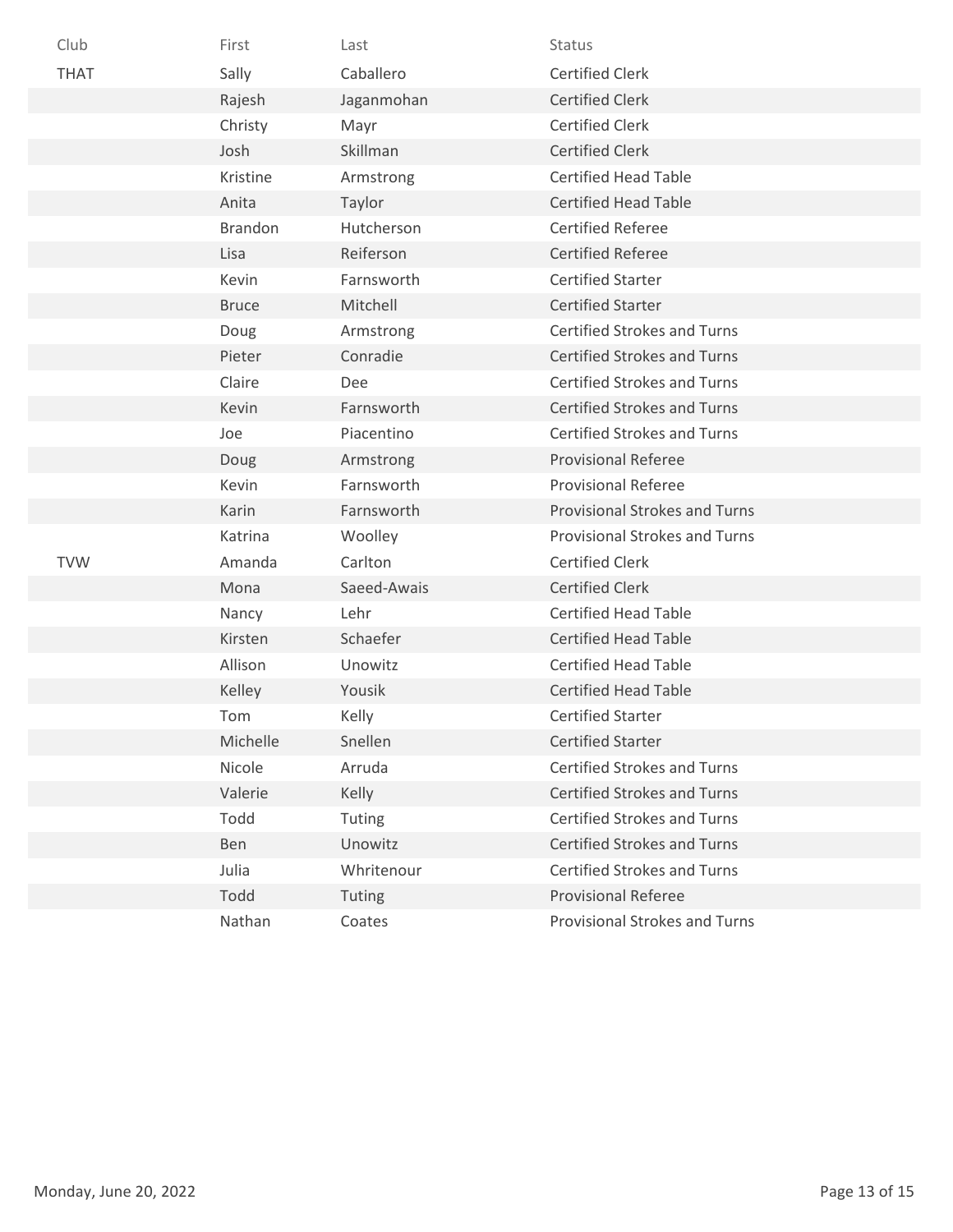| Club | First | Last | Status |
| --- | --- | --- | --- |
| THAT | Sally | Caballero | Certified Clerk |
| | Rajesh | Jaganmohan | Certified Clerk |
| | Christy | Mayr | Certified Clerk |
| | Josh | Skillman | Certified Clerk |
| | Kristine | Armstrong | Certified Head Table |
| | Anita | Taylor | Certified Head Table |
| | Brandon | Hutcherson | Certified Referee |
| | Lisa | Reiferson | Certified Referee |
| | Kevin | Farnsworth | Certified Starter |
| | Bruce | Mitchell | Certified Starter |
| | Doug | Armstrong | Certified Strokes and Turns |
| | Pieter | Conradie | Certified Strokes and Turns |
| | Claire | Dee | Certified Strokes and Turns |
| | Kevin | Farnsworth | Certified Strokes and Turns |
| | Joe | Piacentino | Certified Strokes and Turns |
| | Doug | Armstrong | Provisional Referee |
| | Kevin | Farnsworth | Provisional Referee |
| | Karin | Farnsworth | Provisional Strokes and Turns |
| | Katrina | Woolley | Provisional Strokes and Turns |
| TVW | Amanda | Carlton | Certified Clerk |
| | Mona | Saeed-Awais | Certified Clerk |
| | Nancy | Lehr | Certified Head Table |
| | Kirsten | Schaefer | Certified Head Table |
| | Allison | Unowitz | Certified Head Table |
| | Kelley | Yousik | Certified Head Table |
| | Tom | Kelly | Certified Starter |
| | Michelle | Snellen | Certified Starter |
| | Nicole | Arruda | Certified Strokes and Turns |
| | Valerie | Kelly | Certified Strokes and Turns |
| | Todd | Tuting | Certified Strokes and Turns |
| | Ben | Unowitz | Certified Strokes and Turns |
| | Julia | Whritenour | Certified Strokes and Turns |
| | Todd | Tuting | Provisional Referee |
| | Nathan | Coates | Provisional Strokes and Turns |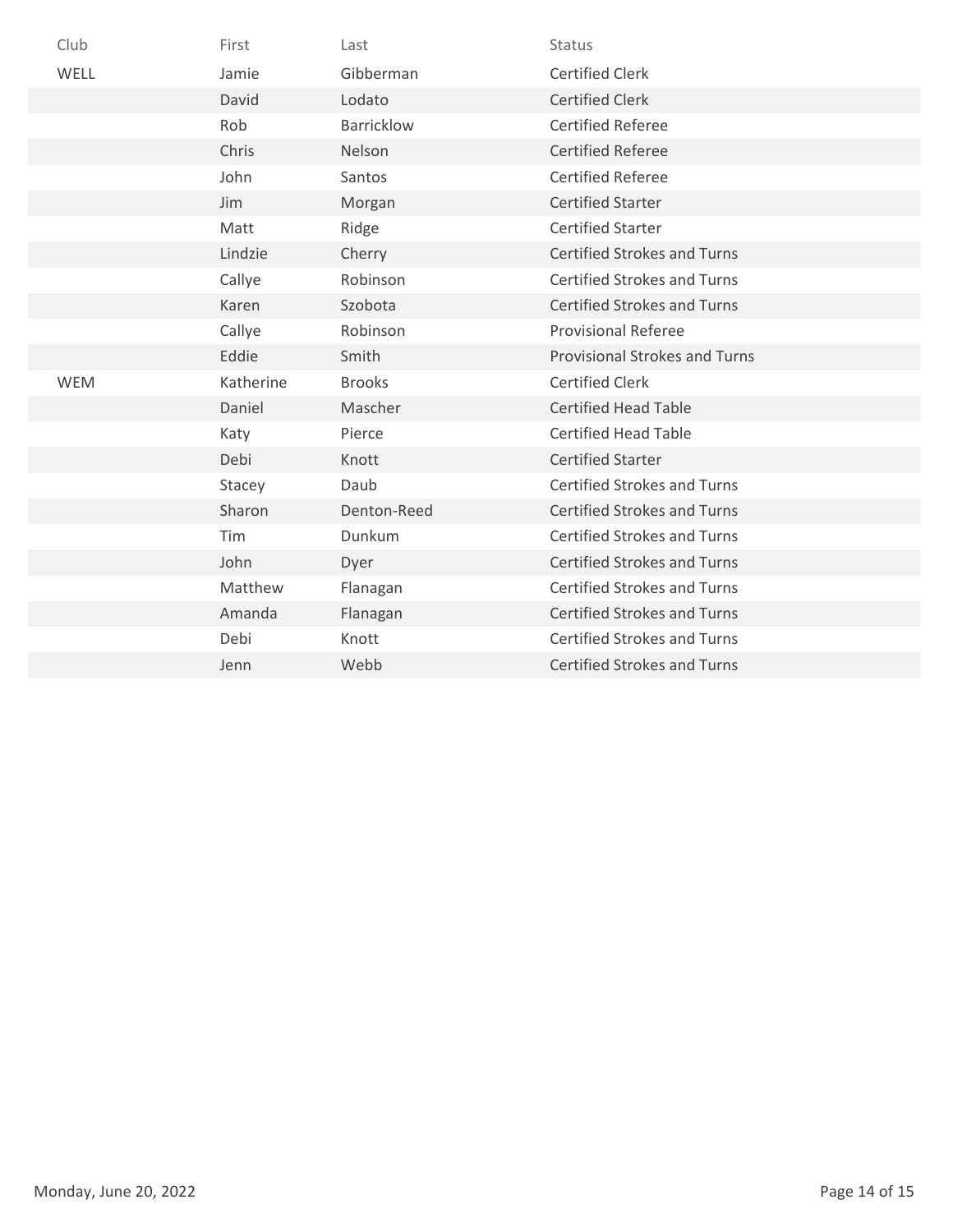| Club | First | Last | Status |
|---|---|---|---|
| WELL | Jamie | Gibberman | Certified Clerk |
| | David | Lodato | Certified Clerk |
| | Rob | Barricklow | Certified Referee |
| | Chris | Nelson | Certified Referee |
| | John | Santos | Certified Referee |
| | Jim | Morgan | Certified Starter |
| | Matt | Ridge | Certified Starter |
| | Lindzie | Cherry | Certified Strokes and Turns |
| | Callye | Robinson | Certified Strokes and Turns |
| | Karen | Szobota | Certified Strokes and Turns |
| | Callye | Robinson | Provisional Referee |
| | Eddie | Smith | Provisional Strokes and Turns |
| WEM | Katherine | Brooks | Certified Clerk |
| | Daniel | Mascher | Certified Head Table |
| | Katy | Pierce | Certified Head Table |
| | Debi | Knott | Certified Starter |
| | Stacey | Daub | Certified Strokes and Turns |
| | Sharon | Denton-Reed | Certified Strokes and Turns |
| | Tim | Dunkum | Certified Strokes and Turns |
| | John | Dyer | Certified Strokes and Turns |
| | Matthew | Flanagan | Certified Strokes and Turns |
| | Amanda | Flanagan | Certified Strokes and Turns |
| | Debi | Knott | Certified Strokes and Turns |
| | Jenn | Webb | Certified Strokes and Turns |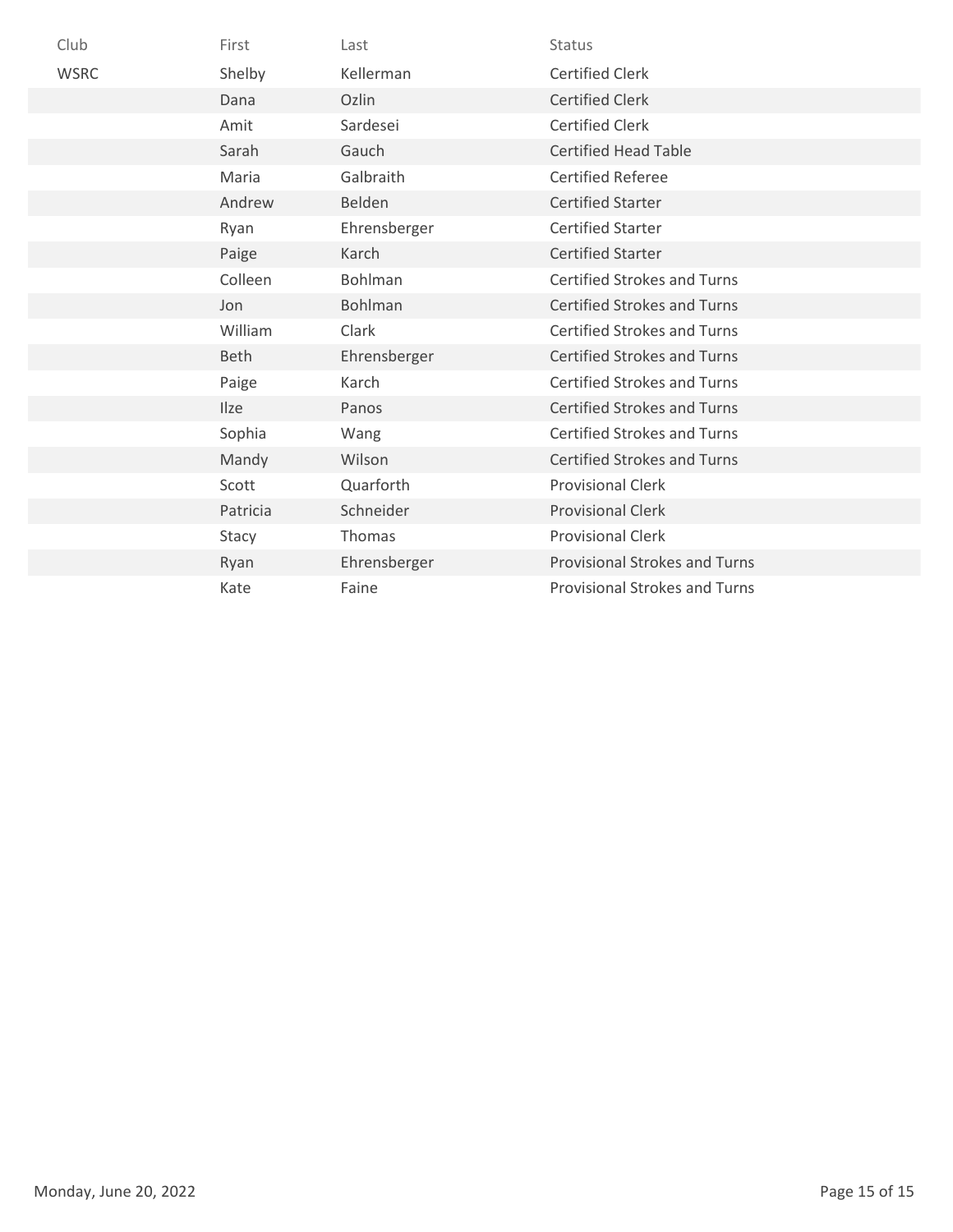| Club | First | Last | Status |
|---|---|---|---|
| WSRC | Shelby | Kellerman | Certified Clerk |
| | Dana | Ozlin | Certified Clerk |
| | Amit | Sardesei | Certified Clerk |
| | Sarah | Gauch | Certified Head Table |
| | Maria | Galbraith | Certified Referee |
| | Andrew | Belden | Certified Starter |
| | Ryan | Ehrensberger | Certified Starter |
| | Paige | Karch | Certified Starter |
| | Colleen | Bohlman | Certified Strokes and Turns |
| | Jon | Bohlman | Certified Strokes and Turns |
| | William | Clark | Certified Strokes and Turns |
| | Beth | Ehrensberger | Certified Strokes and Turns |
| | Paige | Karch | Certified Strokes and Turns |
| | Ilze | Panos | Certified Strokes and Turns |
| | Sophia | Wang | Certified Strokes and Turns |
| | Mandy | Wilson | Certified Strokes and Turns |
| | Scott | Quarforth | Provisional Clerk |
| | Patricia | Schneider | Provisional Clerk |
| | Stacy | Thomas | Provisional Clerk |
| | Ryan | Ehrensberger | Provisional Strokes and Turns |
| | Kate | Faine | Provisional Strokes and Turns |

Monday, June 20, 2022